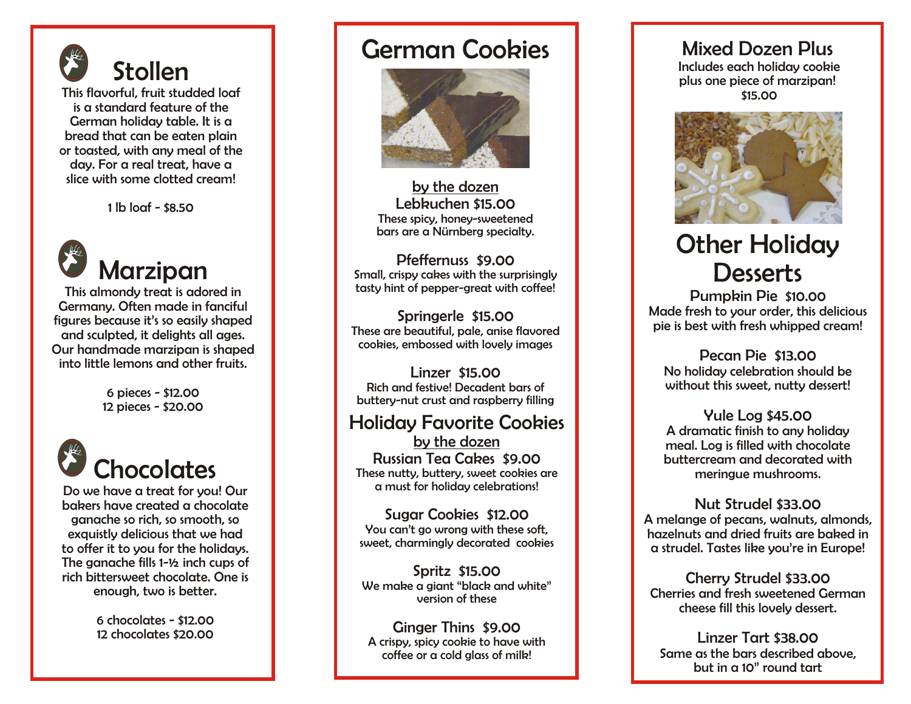# Stollen

This flavorful, fruit studded loaf is a standard feature of the German holiday table. It is a bread that can be eaten plain or toasted, with any meal of the day. For a real treat, have a slice with some clotted cream!

1 lb loaf - $8.50

# Marzipan

This almondy treat is adored in Germany. Often made in fanciful figures because it's so easily shaped and sculpted, it delights all ages. Our handmade marzipan is shaped into little lemons and other fruits.

6 pieces - $12.00
12 pieces - $20.00

# Chocolates

Do we have a treat for you! Our bakers have created a chocolate ganache so rich, so smooth, so exquistly delicious that we had to offer it to you for the holidays. The ganache fills 1-½ inch cups of rich bittersweet chocolate. One is enough, two is better.

6 chocolates - $12.00
12 chocolates $20.00

# German Cookies

by the dozen

**Lebkuchen $15.00**
These spicy, honey-sweetened bars are a Nürnberg specialty.

**Pfeffernuss $9.00**
Small, crispy cakes with the surprisingly tasty hint of pepper-great with coffee!

**Springerle $15.00**
These are beautiful, pale, anise flavored cookies, embossed with lovely images

**Linzer $15.00**
Rich and festive! Decadent bars of buttery-nut crust and raspberry filling

## Holiday Favorite Cookies

by the dozen

**Russian Tea Cakes $9.00**
These nutty, buttery, sweet cookies are a must for holiday celebrations!

**Sugar Cookies $12.00**
You can't go wrong with these soft, sweet, charmingly decorated cookies

**Spritz $15.00**
We make a giant "black and white" version of these

**Ginger Thins $9.00**
A crispy, spicy cookie to have with coffee or a cold glass of milk!

## Mixed Dozen Plus

Includes each holiday cookie plus one piece of marzipan!
$15.00

# Other Holiday Desserts

**Pumpkin Pie $10.00**
Made fresh to your order, this delicious pie is best with fresh whipped cream!

**Pecan Pie $13.00**
No holiday celebration should be without this sweet, nutty dessert!

**Yule Log $45.00**
A dramatic finish to any holiday meal. Log is filled with chocolate buttercream and decorated with meringue mushrooms.

**Nut Strudel $33.00**
A melange of pecans, walnuts, almonds, hazelnuts and dried fruits are baked in a strudel. Tastes like you're in Europe!

**Cherry Strudel $33.00**
Cherries and fresh sweetened German cheese fill this lovely dessert.

**Linzer Tart $38.00**
Same as the bars described above, but in a 10" round tart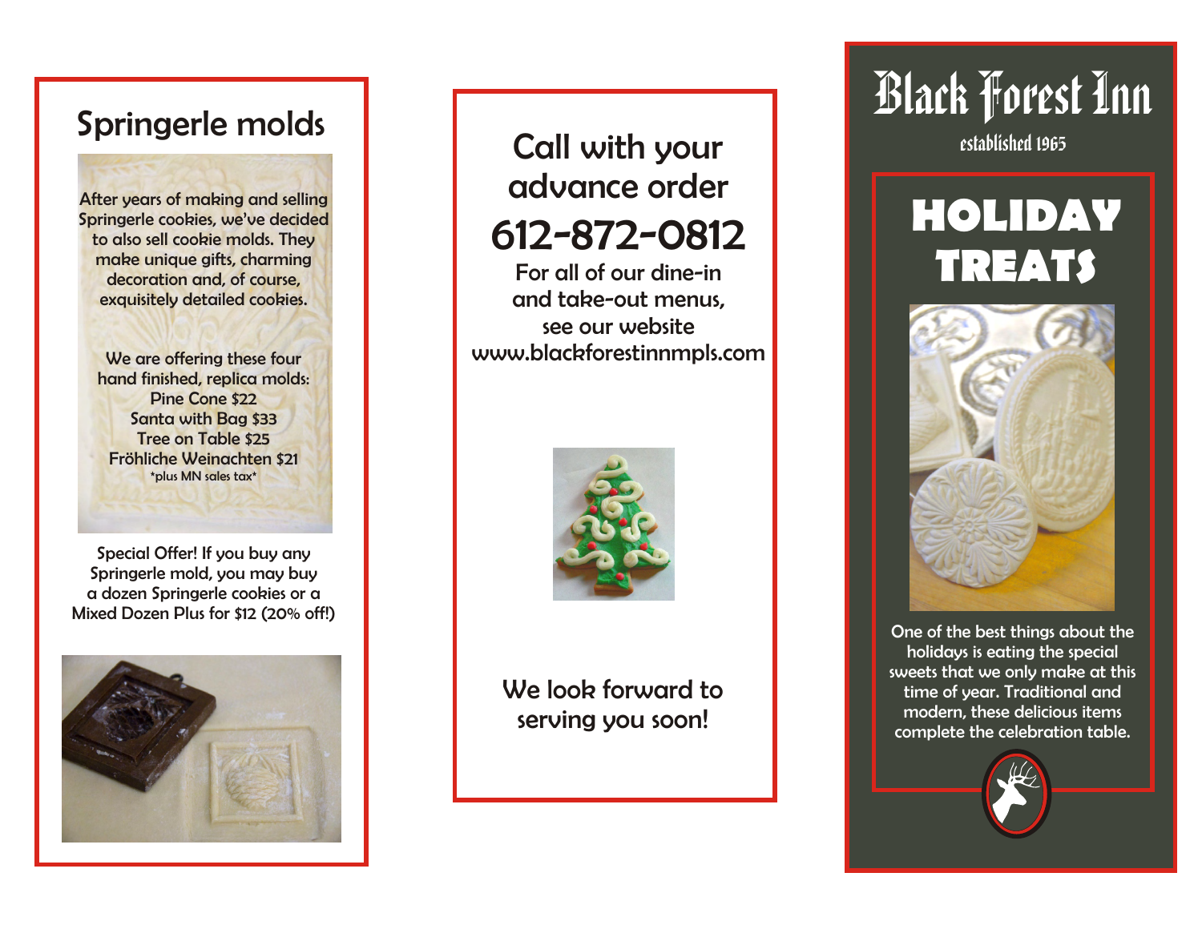## Springerle molds

After years of making and selling Springerle cookies, we've decided to also sell cookie molds. They make unique gifts, charming decoration and, of course, exquisitely detailed cookies.

We are offering these four hand finished, replica molds:
Pine Cone $22
Santa with Bag $33
Tree on Table $25
Fröhliche Weinachten $21
*plus MN sales tax*

Special Offer! If you buy any Springerle mold, you may buy a dozen Springerle cookies or a Mixed Dozen Plus for $12 (20% off!)

## Call with your advance order

## 612-872-0812

For all of our dine-in and take-out menus, see our website www.blackforestinnmpls.com

We look forward to serving you soon!

# Black Forest Inn

established 1965

# HOLIDAY TREATS

One of the best things about the holidays is eating the special sweets that we only make at this time of year. Traditional and modern, these delicious items complete the celebration table.